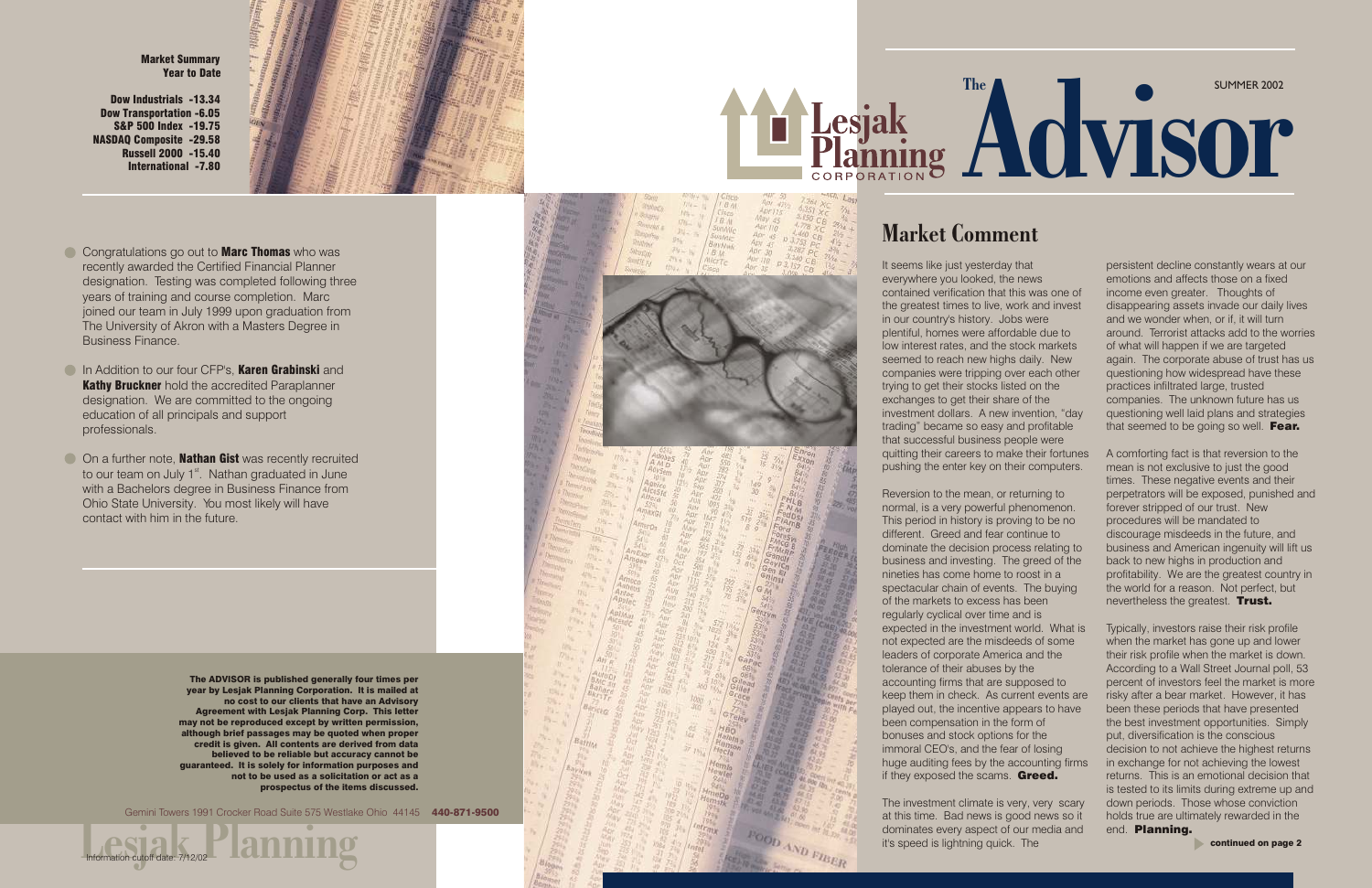# The Lesjak Planning Corporation Advisor

SUMMER 2002

**Market Summary**
**Year to Date**

**Dow Industrials -13.34**
**Dow Transportation -6.05**
**S&P 500 Index -19.75**
**NASDAQ Composite -29.58**
**Russell 2000 -15.40**
**International -7.80**

- Congratulations go out to **Marc Thomas** who was recently awarded the Certified Financial Planner designation. Testing was completed following three years of training and course completion. Marc joined our team in July 1999 upon graduation from The University of Akron with a Masters Degree in Business Finance.
- In Addition to our four CFP's, **Karen Grabinski** and **Kathy Bruckner** hold the accredited Paraplanner designation. We are committed to the ongoing education of all principals and support professionals.
- On a further note, **Nathan Gist** was recently recruited to our team on July 1st. Nathan graduated in June with a Bachelors degree in Business Finance from Ohio State University. You most likely will have contact with him in the future.

**The ADVISOR is published generally four times per year by Lesjak Planning Corporation. It is mailed at no cost to our clients that have an Advisory Agreement with Lesjak Planning Corp. This letter may not be reproduced except by written permission, although brief passages may be quoted when proper credit is given. All contents are derived from data believed to be reliable but accuracy cannot be guaranteed. It is solely for information purposes and not to be used as a solicitation or act as a prospectus of the items discussed.**

Gemini Towers 1991 Crocker Road Suite 575 Westlake Ohio 44145 **440-871-9500**

Information cutoff date: 7/12/02

## Market Comment

It seems like just yesterday that everywhere you looked, the news contained verification that this was one of the greatest times to live, work and invest in our country's history. Jobs were plentiful, homes were affordable due to low interest rates, and the stock markets seemed to reach new highs daily. New companies were tripping over each other trying to get their stocks listed on the exchanges to get their share of the investment dollars. A new invention, "day trading" became so easy and profitable that successful business people were quitting their careers to make their fortunes pushing the enter key on their computers.

Reversion to the mean, or returning to normal, is a very powerful phenomenon. This period in history is proving to be no different. Greed and fear continue to dominate the decision process relating to business and investing. The greed of the nineties has come home to roost in a spectacular chain of events. The buying of the markets to excess has been regularly cyclical over time and is expected in the investment world. What is not expected are the misdeeds of some leaders of corporate America and the tolerance of their abuses by the accounting firms that are supposed to keep them in check. As current events are played out, the incentive appears to have been compensation in the form of bonuses and stock options for the immoral CEO's, and the fear of losing huge auditing fees by the accounting firms if they exposed the scams. **Greed.**

The investment climate is very, very scary at this time. Bad news is good news so it dominates every aspect of our media and it's speed is lightning quick. The persistent decline constantly wears at our emotions and affects those on a fixed income even greater. Thoughts of disappearing assets invade our daily lives and we wonder when, or if, it will turn around. Terrorist attacks add to the worries of what will happen if we are targeted again. The corporate abuse of trust has us questioning how widespread have these practices infiltrated large, trusted companies. The unknown future has us questioning well laid plans and strategies that seemed to be going so well. **Fear.**

A comforting fact is that reversion to the mean is not exclusive to just the good times. These negative events and their perpetrators will be exposed, punished and forever stripped of our trust. New procedures will be mandated to discourage misdeeds in the future, and business and American ingenuity will lift us back to new highs in production and profitability. We are the greatest country in the world for a reason. Not perfect, but nevertheless the greatest. **Trust.**

Typically, investors raise their risk profile when the market has gone up and lower their risk profile when the market is down. According to a Wall Street Journal poll, 53 percent of investors feel the market is more risky after a bear market. However, it has been these periods that have presented the best investment opportunities. Simply put, diversification is the conscious decision to not achieve the highest returns in exchange for not achieving the lowest returns. This is an emotional decision that is tested to its limits during extreme up and down periods. Those whose conviction holds true are ultimately rewarded in the end. **Planning.**

**continued on page 2**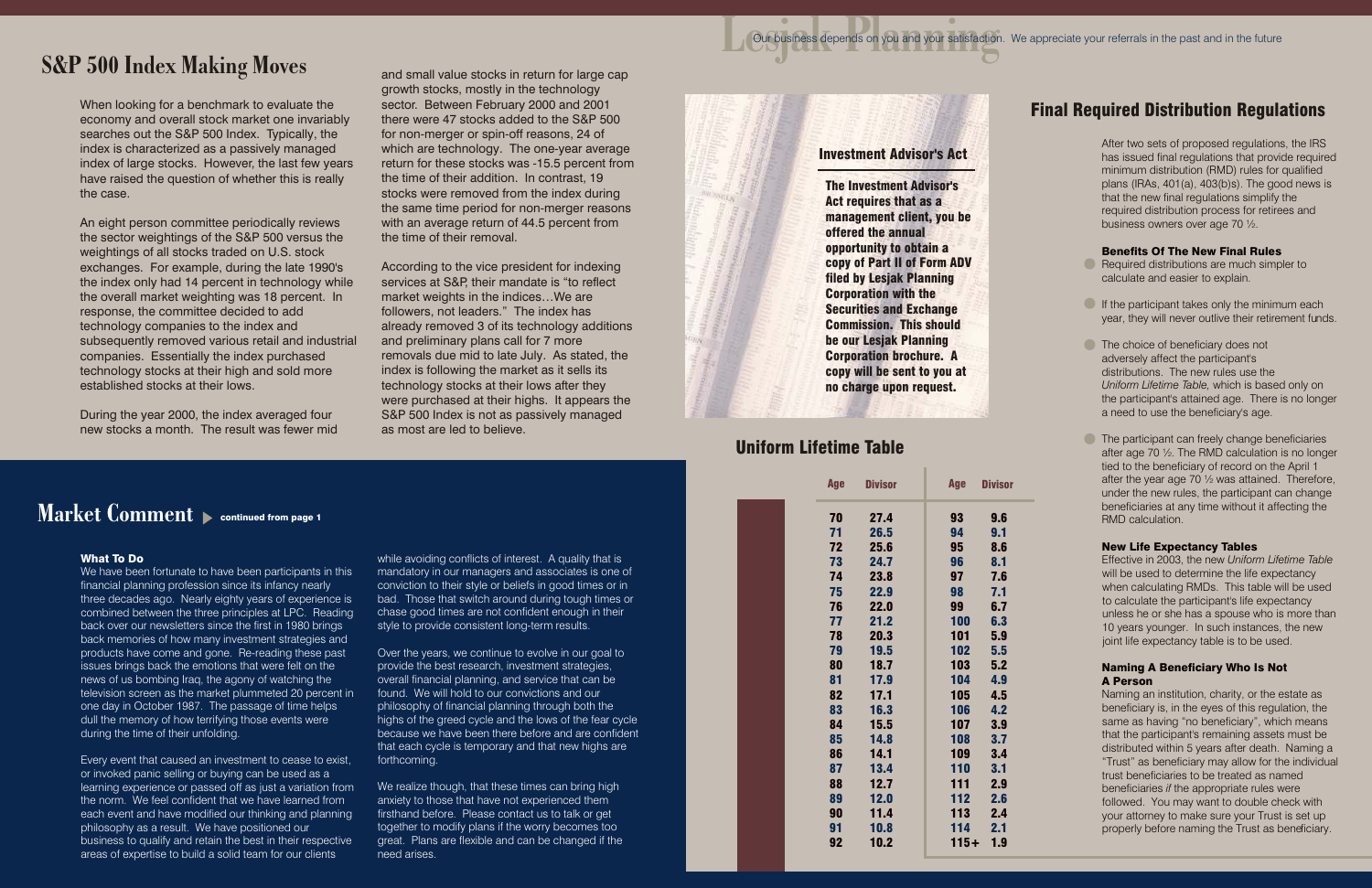# S&P 500 Index Making Moves

When looking for a benchmark to evaluate the economy and overall stock market one invariably searches out the S&P 500 Index. Typically, the index is characterized as a passively managed index of large stocks. However, the last few years have raised the question of whether this is really the case.

An eight person committee periodically reviews the sector weightings of the S&P 500 versus the weightings of all stocks traded on U.S. stock exchanges. For example, during the late 1990's the index only had 14 percent in technology while the overall market weighting was 18 percent. In response, the committee decided to add technology companies to the index and subsequently removed various retail and industrial companies. Essentially the index purchased technology stocks at their high and sold more established stocks at their lows.

During the year 2000, the index averaged four new stocks a month. The result was fewer mid and small value stocks in return for large cap growth stocks, mostly in the technology sector. Between February 2000 and 2001 there were 47 stocks added to the S&P 500 for non-merger or spin-off reasons, 24 of which are technology. The one-year average return for these stocks was -15.5 percent from the time of their addition. In contrast, 19 stocks were removed from the index during the same time period for non-merger reasons with an average return of 44.5 percent from the time of their removal.

According to the vice president for indexing services at S&P, their mandate is "to reflect market weights in the indices…We are followers, not leaders." The index has already removed 3 of its technology additions and preliminary plans call for 7 more removals due mid to late July. As stated, the index is following the market as it sells its technology stocks at their lows after they were purchased at their highs. It appears the S&P 500 Index is not as passively managed as most are led to believe.

## Investment Advisor's Act

**The Investment Advisor's Act requires that as a management client, you be offered the annual opportunity to obtain a copy of Part II of Form ADV filed by Lesjak Planning Corporation with the Securities and Exchange Commission. This should be our Lesjak Planning Corporation brochure. A copy will be sent to you at no charge upon request.**

Our business depends on you and your satisfaction. We appreciate your referrals in the past and in the future

# Final Required Distribution Regulations

After two sets of proposed regulations, the IRS has issued final regulations that provide required minimum distribution (RMD) rules for qualified plans (IRAs, 401(a), 403(b)s). The good news is that the new final regulations simplify the required distribution process for retirees and business owners over age 70 ½.

### Benefits Of The New Final Rules

- Required distributions are much simpler to calculate and easier to explain.
- If the participant takes only the minimum each year, they will never outlive their retirement funds.
- The choice of beneficiary does not adversely affect the participant's distributions. The new rules use the *Uniform Lifetime Table*, which is based only on the participant's attained age. There is no longer a need to use the beneficiary's age.
- The participant can freely change beneficiaries after age 70 ½. The RMD calculation is no longer tied to the beneficiary of record on the April 1 after the year age 70 ½ was attained. Therefore, under the new rules, the participant can change beneficiaries at any time without it affecting the RMD calculation.

### New Life Expectancy Tables

Effective in 2003, the new *Uniform Lifetime Table* will be used to determine the life expectancy when calculating RMDs. This table will be used to calculate the participant's life expectancy unless he or she has a spouse who is more than 10 years younger. In such instances, the new joint life expectancy table is to be used.

### Naming A Beneficiary Who Is Not A Person

Naming an institution, charity, or the estate as beneficiary is, in the eyes of this regulation, the same as having "no beneficiary", which means that the participant's remaining assets must be distributed within 5 years after death. Naming a "Trust" as beneficiary may allow for the individual trust beneficiaries to be treated as named beneficiaries *if* the appropriate rules were followed. You may want to double check with your attorney to make sure your Trust is set up properly before naming the Trust as beneficiary.

## Uniform Lifetime Table

| Age | Divisor | Age | Divisor |
|---|---|---|---|
| 70 | 27.4 | 93 | 9.6 |
| 71 | 26.5 | 94 | 9.1 |
| 72 | 25.6 | 95 | 8.6 |
| 73 | 24.7 | 96 | 8.1 |
| 74 | 23.8 | 97 | 7.6 |
| 75 | 22.9 | 98 | 7.1 |
| 76 | 22.0 | 99 | 6.7 |
| 77 | 21.2 | 100 | 6.3 |
| 78 | 20.3 | 101 | 5.9 |
| 79 | 19.5 | 102 | 5.5 |
| 80 | 18.7 | 103 | 5.2 |
| 81 | 17.9 | 104 | 4.9 |
| 82 | 17.1 | 105 | 4.5 |
| 83 | 16.3 | 106 | 4.2 |
| 84 | 15.5 | 107 | 3.9 |
| 85 | 14.8 | 108 | 3.7 |
| 86 | 14.1 | 109 | 3.4 |
| 87 | 13.4 | 110 | 3.1 |
| 88 | 12.7 | 111 | 2.9 |
| 89 | 12.0 | 112 | 2.6 |
| 90 | 11.4 | 113 | 2.4 |
| 91 | 10.8 | 114 | 2.1 |
| 92 | 10.2 | 115+ | 1.9 |

# Market Comment ▸ continued from page 1

### What To Do

We have been fortunate to have been participants in this financial planning profession since its infancy nearly three decades ago. Nearly eighty years of experience is combined between the three principles at LPC. Reading back over our newsletters since the first in 1980 brings back memories of how many investment strategies and products have come and gone. Re-reading these past issues brings back the emotions that were felt on the news of us bombing Iraq, the agony of watching the television screen as the market plummeted 20 percent in one day in October 1987. The passage of time helps dull the memory of how terrifying those events were during the time of their unfolding.

Every event that caused an investment to cease to exist, or invoked panic selling or buying can be used as a learning experience or passed off as just a variation from the norm. We feel confident that we have learned from each event and have modified our thinking and planning philosophy as a result. We have positioned our business to qualify and retain the best in their respective areas of expertise to build a solid team for our clients while avoiding conflicts of interest. A quality that is mandatory in our managers and associates is one of conviction to their style or beliefs in good times or in bad. Those that switch around during tough times or chase good times are not confident enough in their style to provide consistent long-term results.

Over the years, we continue to evolve in our goal to provide the best research, investment strategies, overall financial planning, and service that can be found. We will hold to our convictions and our philosophy of financial planning through both the highs of the greed cycle and the lows of the fear cycle because we have been there before and are confident that each cycle is temporary and that new highs are forthcoming.

We realize though, that these times can bring high anxiety to those that have not experienced them firsthand before. Please contact us to talk or get together to modify plans if the worry becomes too great. Plans are flexible and can be changed if the need arises.